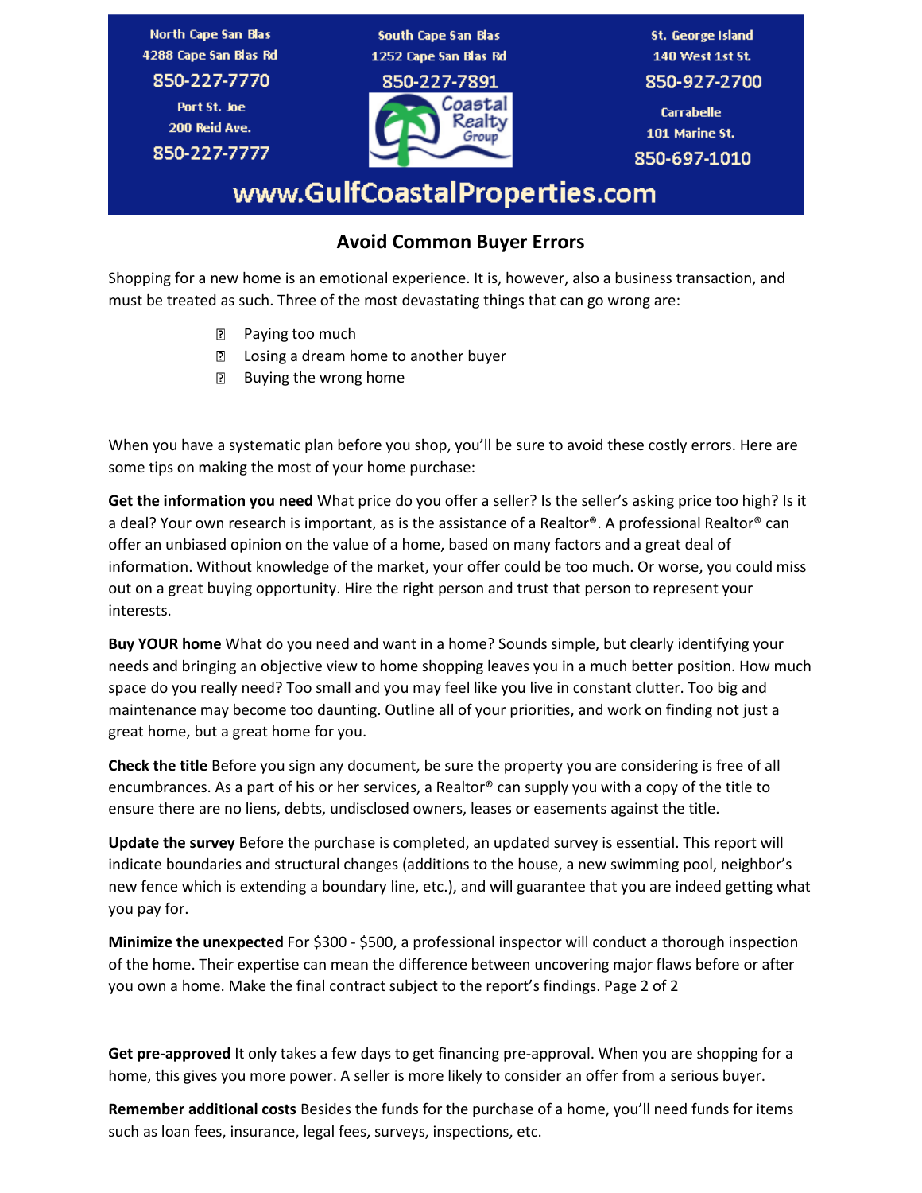North Cape San Blas
4288 Cape San Blas Rd
850-227-7770

Port St. Joe
200 Reid Ave.
850-227-7777

South Cape San Blas
1252 Cape San Blas Rd
850-227-7891

Coastal Realty Group

St. George Island
140 West 1st St.
850-927-2700

Carrabelle
101 Marine St.
850-697-1010

www.GulfCoastalProperties.com

## Avoid Common Buyer Errors

Shopping for a new home is an emotional experience. It is, however, also a business transaction, and must be treated as such. Three of the most devastating things that can go wrong are:

- Paying too much
- Losing a dream home to another buyer
- Buying the wrong home

When you have a systematic plan before you shop, you'll be sure to avoid these costly errors. Here are some tips on making the most of your home purchase:

**Get the information you need** What price do you offer a seller? Is the seller's asking price too high? Is it a deal? Your own research is important, as is the assistance of a Realtor®. A professional Realtor® can offer an unbiased opinion on the value of a home, based on many factors and a great deal of information. Without knowledge of the market, your offer could be too much. Or worse, you could miss out on a great buying opportunity. Hire the right person and trust that person to represent your interests.

**Buy YOUR home** What do you need and want in a home? Sounds simple, but clearly identifying your needs and bringing an objective view to home shopping leaves you in a much better position. How much space do you really need? Too small and you may feel like you live in constant clutter. Too big and maintenance may become too daunting. Outline all of your priorities, and work on finding not just a great home, but a great home for you.

**Check the title** Before you sign any document, be sure the property you are considering is free of all encumbrances. As a part of his or her services, a Realtor® can supply you with a copy of the title to ensure there are no liens, debts, undisclosed owners, leases or easements against the title.

**Update the survey** Before the purchase is completed, an updated survey is essential. This report will indicate boundaries and structural changes (additions to the house, a new swimming pool, neighbor's new fence which is extending a boundary line, etc.), and will guarantee that you are indeed getting what you pay for.

**Minimize the unexpected** For $300 - $500, a professional inspector will conduct a thorough inspection of the home. Their expertise can mean the difference between uncovering major flaws before or after you own a home. Make the final contract subject to the report's findings.

**Get pre-approved** It only takes a few days to get financing pre-approval. When you are shopping for a home, this gives you more power. A seller is more likely to consider an offer from a serious buyer.

**Remember additional costs** Besides the funds for the purchase of a home, you'll need funds for items such as loan fees, insurance, legal fees, surveys, inspections, etc.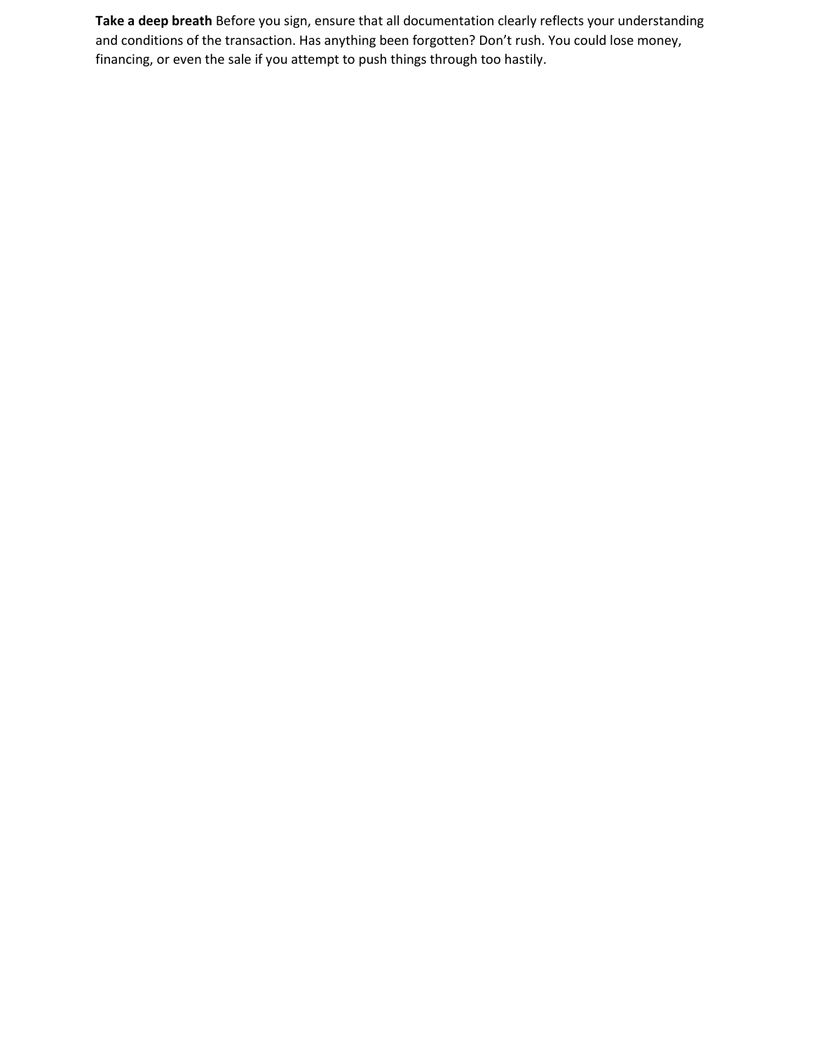**Take a deep breath** Before you sign, ensure that all documentation clearly reflects your understanding and conditions of the transaction. Has anything been forgotten? Don't rush. You could lose money, financing, or even the sale if you attempt to push things through too hastily.